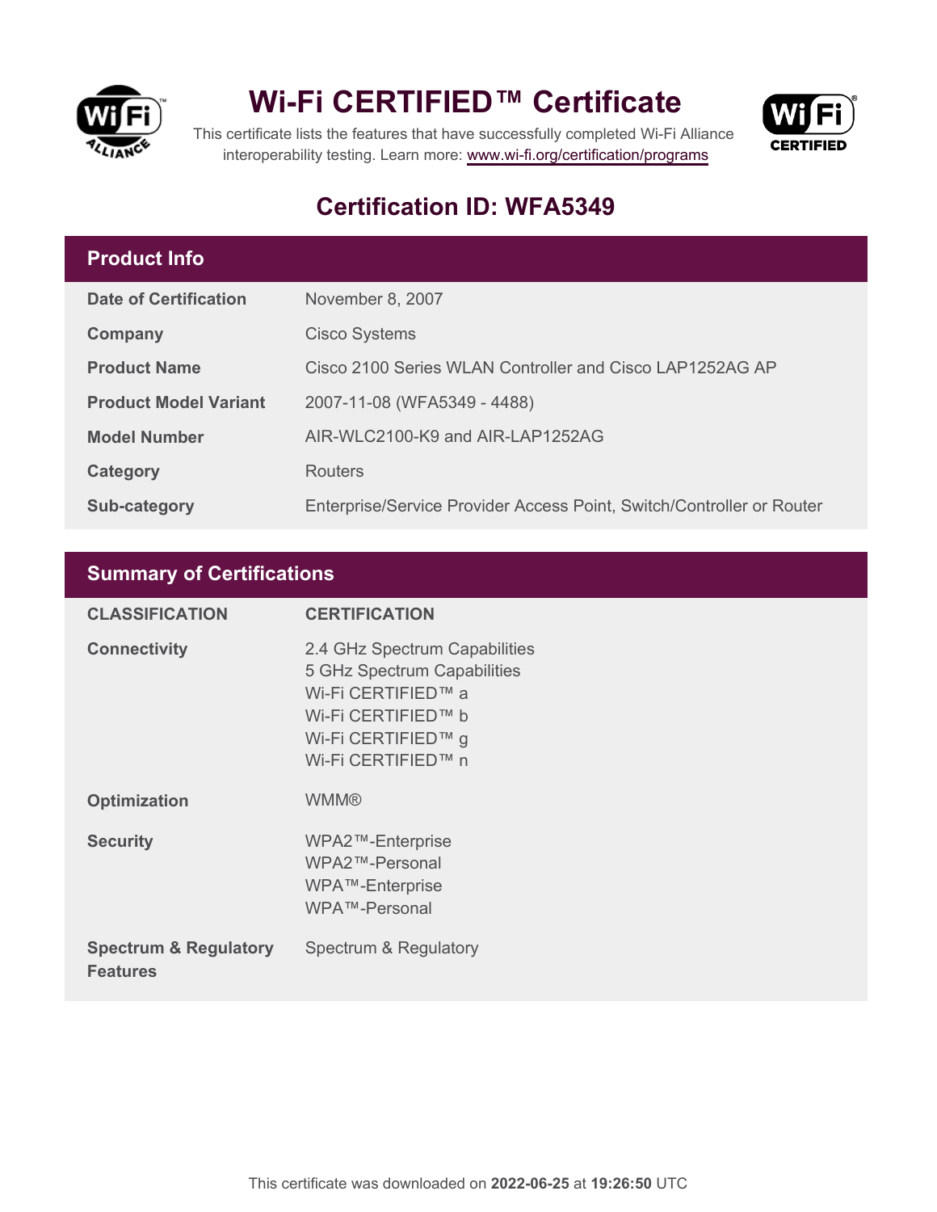# Wi-Fi CERTIFIED™ Certificate

This certificate lists the features that have successfully completed Wi-Fi Alliance interoperability testing. Learn more: [www.wi-fi.org/certification/programs](www.wi-fi.org/certification/programs)

## Certification ID: WFA5349

## Product Info

| | |
|---|---|
| **Date of Certification** | November 8, 2007 |
| **Company** | Cisco Systems |
| **Product Name** | Cisco 2100 Series WLAN Controller and Cisco LAP1252AG AP |
| **Product Model Variant** | 2007-11-08 (WFA5349 - 4488) |
| **Model Number** | AIR-WLC2100-K9 and AIR-LAP1252AG |
| **Category** | Routers |
| **Sub-category** | Enterprise/Service Provider Access Point, Switch/Controller or Router |

## Summary of Certifications

| CLASSIFICATION | CERTIFICATION |
|---|---|
| **Connectivity** | 2.4 GHz Spectrum Capabilities<br>5 GHz Spectrum Capabilities<br>Wi-Fi CERTIFIED™ a<br>Wi-Fi CERTIFIED™ b<br>Wi-Fi CERTIFIED™ g<br>Wi-Fi CERTIFIED™ n |
| **Optimization** | WMM® |
| **Security** | WPA2™-Enterprise<br>WPA2™-Personal<br>WPA™-Enterprise<br>WPA™-Personal |
| **Spectrum & Regulatory Features** | Spectrum & Regulatory |

This certificate was downloaded on **2022-06-25** at **19:26:50** UTC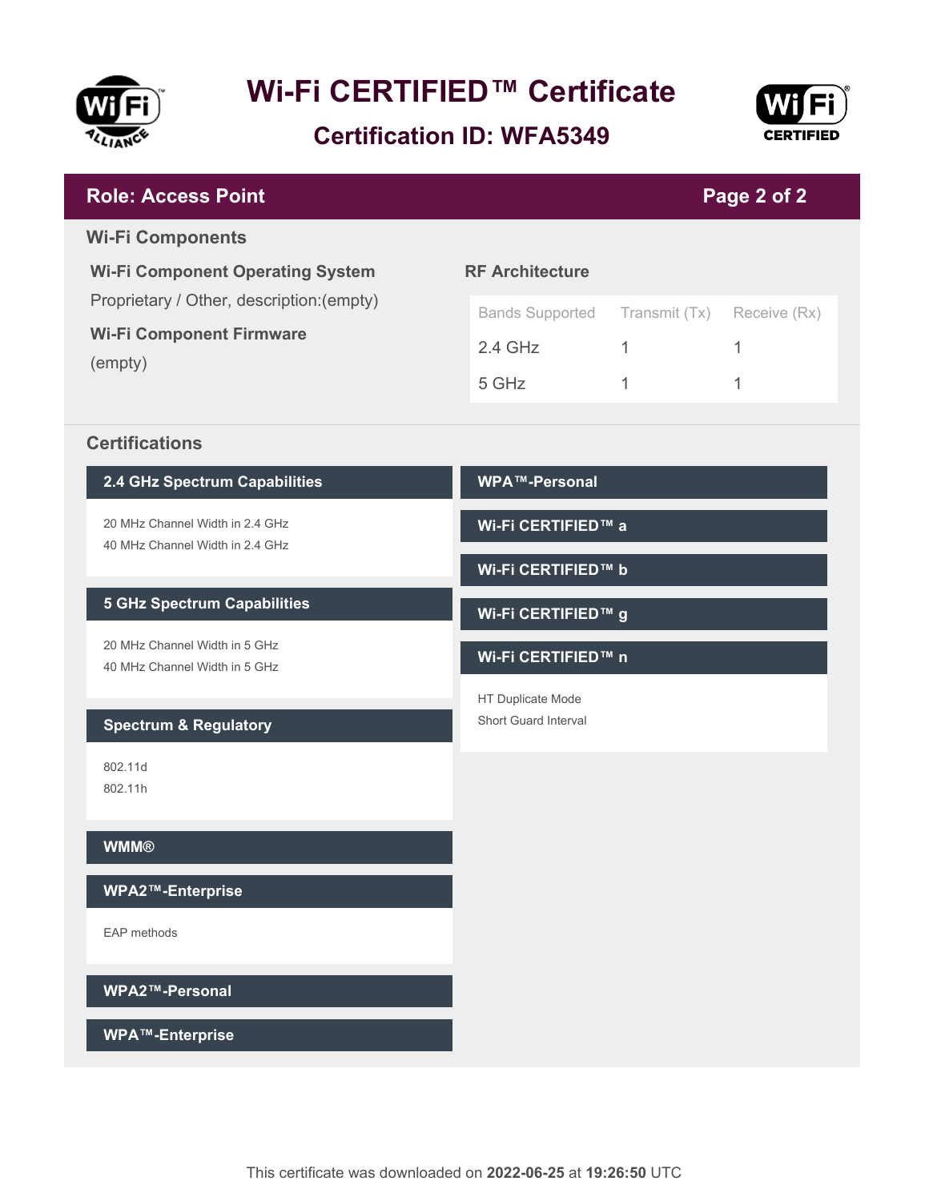# Wi-Fi CERTIFIED™ Certificate

## Certification ID: WFA5349

**Role: Access Point**

### Wi-Fi Components

**Wi-Fi Component Operating System**

Proprietary / Other, description:(empty)

**Wi-Fi Component Firmware**

(empty)

**RF Architecture**

| Bands Supported | Transmit (Tx) | Receive (Rx) |
|---|---|---|
| 2.4 GHz | 1 | 1 |
| 5 GHz | 1 | 1 |

### Certifications

**2.4 GHz Spectrum Capabilities**

- 20 MHz Channel Width in 2.4 GHz
- 40 MHz Channel Width in 2.4 GHz

**5 GHz Spectrum Capabilities**

- 20 MHz Channel Width in 5 GHz
- 40 MHz Channel Width in 5 GHz

**Spectrum & Regulatory**

- 802.11d
- 802.11h

**WMM®**

**WPA2™-Enterprise**

- EAP methods

**WPA2™-Personal**

**WPA™-Enterprise**

**WPA™-Personal**

**Wi-Fi CERTIFIED™ a**

**Wi-Fi CERTIFIED™ b**

**Wi-Fi CERTIFIED™ g**

**Wi-Fi CERTIFIED™ n**

- HT Duplicate Mode
- Short Guard Interval

This certificate was downloaded on **2022-06-25** at **19:26:50** UTC